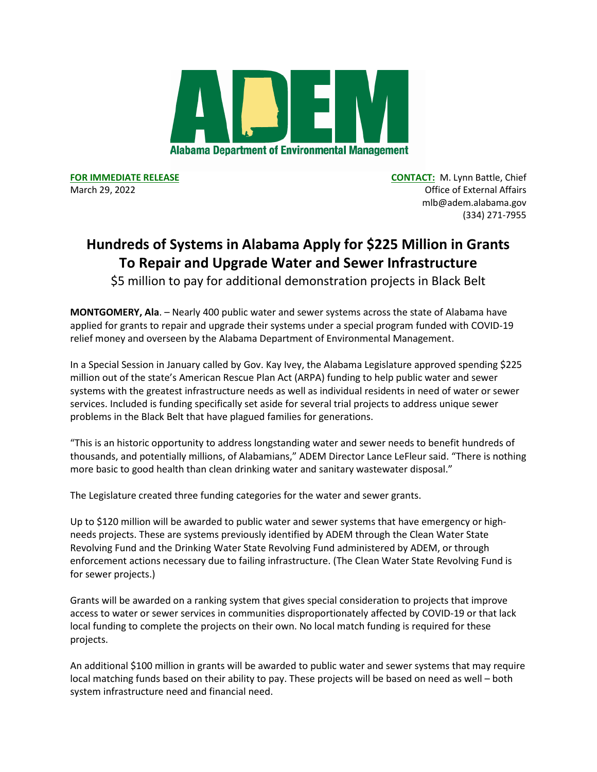**ADEM**

**Alabama Department of Environmental Management**

**FOR IMMEDIATE RELEASE**
March 29, 2022

**CONTACT:** M. Lynn Battle, Chief
Office of External Affairs
mlb@adem.alabama.gov
(334) 271-7955

# Hundreds of Systems in Alabama Apply for $225 Million in Grants To Repair and Upgrade Water and Sewer Infrastructure

$5 million to pay for additional demonstration projects in Black Belt

**MONTGOMERY, Ala**. – Nearly 400 public water and sewer systems across the state of Alabama have applied for grants to repair and upgrade their systems under a special program funded with COVID-19 relief money and overseen by the Alabama Department of Environmental Management.

In a Special Session in January called by Gov. Kay Ivey, the Alabama Legislature approved spending $225 million out of the state's American Rescue Plan Act (ARPA) funding to help public water and sewer systems with the greatest infrastructure needs as well as individual residents in need of water or sewer services. Included is funding specifically set aside for several trial projects to address unique sewer problems in the Black Belt that have plagued families for generations.

"This is an historic opportunity to address longstanding water and sewer needs to benefit hundreds of thousands, and potentially millions, of Alabamians," ADEM Director Lance LeFleur said. "There is nothing more basic to good health than clean drinking water and sanitary wastewater disposal."

The Legislature created three funding categories for the water and sewer grants.

Up to $120 million will be awarded to public water and sewer systems that have emergency or high-needs projects. These are systems previously identified by ADEM through the Clean Water State Revolving Fund and the Drinking Water State Revolving Fund administered by ADEM, or through enforcement actions necessary due to failing infrastructure. (The Clean Water State Revolving Fund is for sewer projects.)

Grants will be awarded on a ranking system that gives special consideration to projects that improve access to water or sewer services in communities disproportionately affected by COVID-19 or that lack local funding to complete the projects on their own. No local match funding is required for these projects.

An additional $100 million in grants will be awarded to public water and sewer systems that may require local matching funds based on their ability to pay. These projects will be based on need as well – both system infrastructure need and financial need.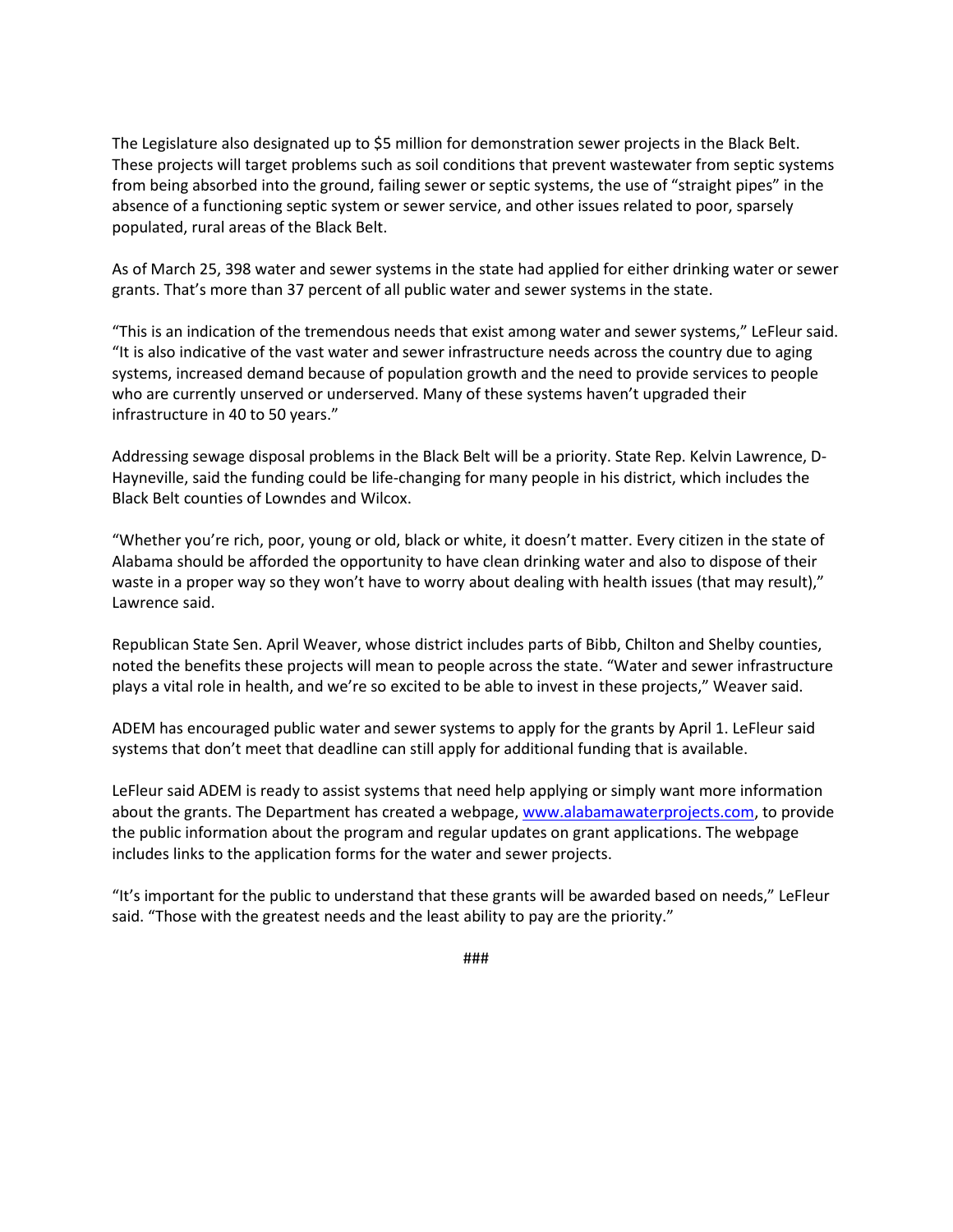The Legislature also designated up to $5 million for demonstration sewer projects in the Black Belt. These projects will target problems such as soil conditions that prevent wastewater from septic systems from being absorbed into the ground, failing sewer or septic systems, the use of “straight pipes” in the absence of a functioning septic system or sewer service, and other issues related to poor, sparsely populated, rural areas of the Black Belt.

As of March 25, 398 water and sewer systems in the state had applied for either drinking water or sewer grants. That’s more than 37 percent of all public water and sewer systems in the state.

“This is an indication of the tremendous needs that exist among water and sewer systems,” LeFleur said. “It is also indicative of the vast water and sewer infrastructure needs across the country due to aging systems, increased demand because of population growth and the need to provide services to people who are currently unserved or underserved. Many of these systems haven’t upgraded their infrastructure in 40 to 50 years.”

Addressing sewage disposal problems in the Black Belt will be a priority. State Rep. Kelvin Lawrence, D-Hayneville, said the funding could be life-changing for many people in his district, which includes the Black Belt counties of Lowndes and Wilcox.

“Whether you’re rich, poor, young or old, black or white, it doesn’t matter. Every citizen in the state of Alabama should be afforded the opportunity to have clean drinking water and also to dispose of their waste in a proper way so they won’t have to worry about dealing with health issues (that may result),” Lawrence said.

Republican State Sen. April Weaver, whose district includes parts of Bibb, Chilton and Shelby counties, noted the benefits these projects will mean to people across the state. “Water and sewer infrastructure plays a vital role in health, and we’re so excited to be able to invest in these projects,” Weaver said.

ADEM has encouraged public water and sewer systems to apply for the grants by April 1. LeFleur said systems that don’t meet that deadline can still apply for additional funding that is available.

LeFleur said ADEM is ready to assist systems that need help applying or simply want more information about the grants. The Department has created a webpage, [www.alabamawaterprojects.com](http://www.alabamawaterprojects.com), to provide the public information about the program and regular updates on grant applications. The webpage includes links to the application forms for the water and sewer projects.

“It’s important for the public to understand that these grants will be awarded based on needs,” LeFleur said. “Those with the greatest needs and the least ability to pay are the priority.”

###